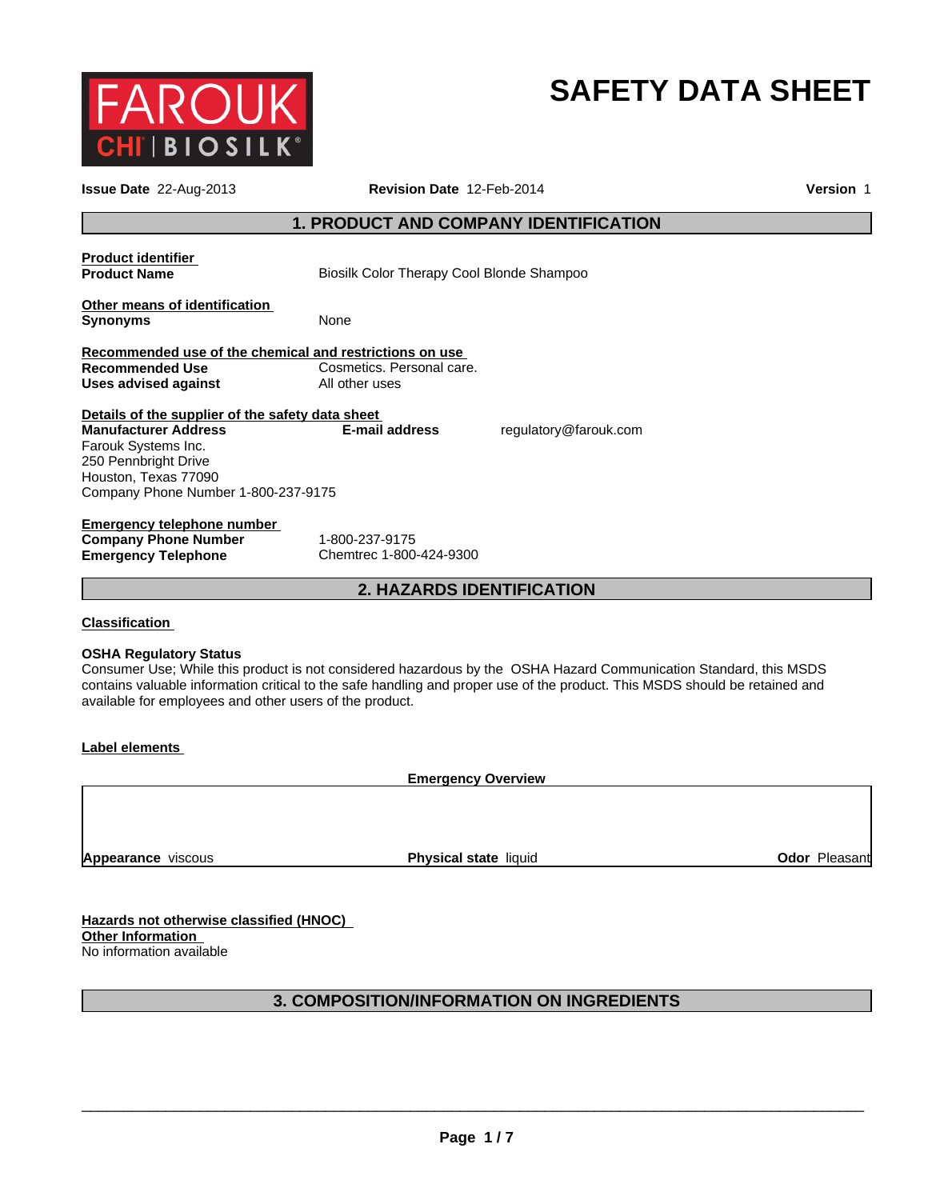# SAFETY DATA SHEET

**Issue Date** 22-Aug-2013 **Revision Date** 12-Feb-2014 **Version** 1

## 1. PRODUCT AND COMPANY IDENTIFICATION

**Product identifier**

**Product Name** Biosilk Color Therapy Cool Blonde Shampoo

**Other means of identification**

**Synonyms** None

**Recommended use of the chemical and restrictions on use**

**Recommended Use** Cosmetics. Personal care.

**Uses advised against** All other uses

**Details of the supplier of the safety data sheet**

**Manufacturer Address**
Farouk Systems Inc.
250 Pennbright Drive
Houston, Texas 77090
Company Phone Number 1-800-237-9175

**E-mail address** regulatory@farouk.com

**Emergency telephone number**

**Company Phone Number** 1-800-237-9175

**Emergency Telephone** Chemtrec 1-800-424-9300

## 2. HAZARDS IDENTIFICATION

**Classification**

**OSHA Regulatory Status**

Consumer Use; While this product is not considered hazardous by the OSHA Hazard Communication Standard, this MSDS contains valuable information critical to the safe handling and proper use of the product. This MSDS should be retained and available for employees and other users of the product.

**Label elements**

**Emergency Overview**

**Appearance** viscous **Physical state** liquid **Odor** Pleasant

**Hazards not otherwise classified (HNOC)**

**Other Information**

No information available

## 3. COMPOSITION/INFORMATION ON INGREDIENTS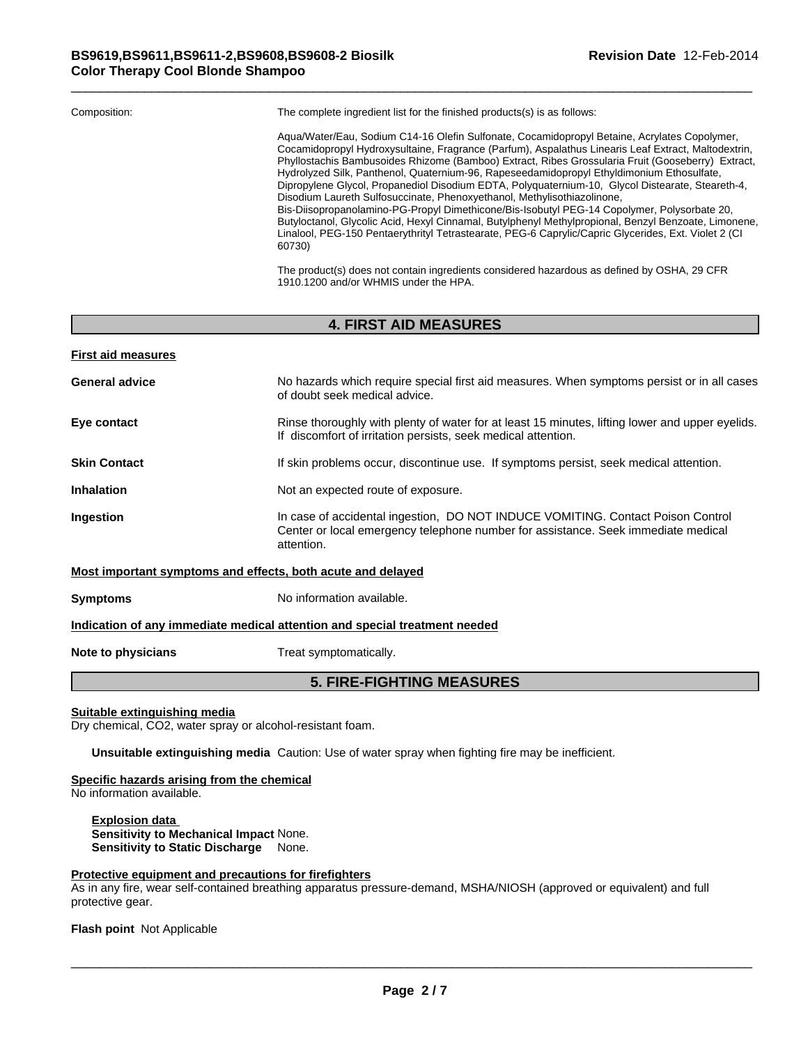Composition: The complete ingredient list for the finished products(s) is as follows:

Aqua/Water/Eau, Sodium C14-16 Olefin Sulfonate, Cocamidopropyl Betaine, Acrylates Copolymer, Cocamidopropyl Hydroxysultaine, Fragrance (Parfum), Aspalathus Linearis Leaf Extract, Maltodextrin, Phyllostachis Bambusoides Rhizome (Bamboo) Extract, Ribes Grossularia Fruit (Gooseberry) Extract, Hydrolyzed Silk, Panthenol, Quaternium-96, Rapeseedamidopropyl Ethyldimonium Ethosulfate, Dipropylene Glycol, Propanediol Disodium EDTA, Polyquaternium-10, Glycol Distearate, Steareth-4, Disodium Laureth Sulfosuccinate, Phenoxyethanol, Methylisothiazolinone, Bis-Diisopropanolamino-PG-Propyl Dimethicone/Bis-Isobutyl PEG-14 Copolymer, Polysorbate 20, Butyloctanol, Glycolic Acid, Hexyl Cinnamal, Butylphenyl Methylpropional, Benzyl Benzoate, Limonene, Linalool, PEG-150 Pentaerythrityl Tetrastearate, PEG-6 Caprylic/Capric Glycerides, Ext. Violet 2 (CI 60730)

The product(s) does not contain ingredients considered hazardous as defined by OSHA, 29 CFR 1910.1200 and/or WHMIS under the HPA.

## 4. FIRST AID MEASURES

**First aid measures**

**General advice** No hazards which require special first aid measures. When symptoms persist or in all cases of doubt seek medical advice.

**Eye contact** Rinse thoroughly with plenty of water for at least 15 minutes, lifting lower and upper eyelids. If discomfort of irritation persists, seek medical attention.

**Skin Contact** If skin problems occur, discontinue use. If symptoms persist, seek medical attention.

**Inhalation** Not an expected route of exposure.

**Ingestion** In case of accidental ingestion, DO NOT INDUCE VOMITING. Contact Poison Control Center or local emergency telephone number for assistance. Seek immediate medical attention.

**Most important symptoms and effects, both acute and delayed**

**Symptoms** No information available.

**Indication of any immediate medical attention and special treatment needed**

**Note to physicians** Treat symptomatically.

## 5. FIRE-FIGHTING MEASURES

**Suitable extinguishing media**
Dry chemical, $CO_2$, water spray or alcohol-resistant foam.

**Unsuitable extinguishing media** Caution: Use of water spray when fighting fire may be inefficient.

**Specific hazards arising from the chemical**
No information available.

**Explosion data**
**Sensitivity to Mechanical Impact** None.
**Sensitivity to Static Discharge** None.

**Protective equipment and precautions for firefighters**
As in any fire, wear self-contained breathing apparatus pressure-demand, MSHA/NIOSH (approved or equivalent) and full protective gear.

**Flash point** Not Applicable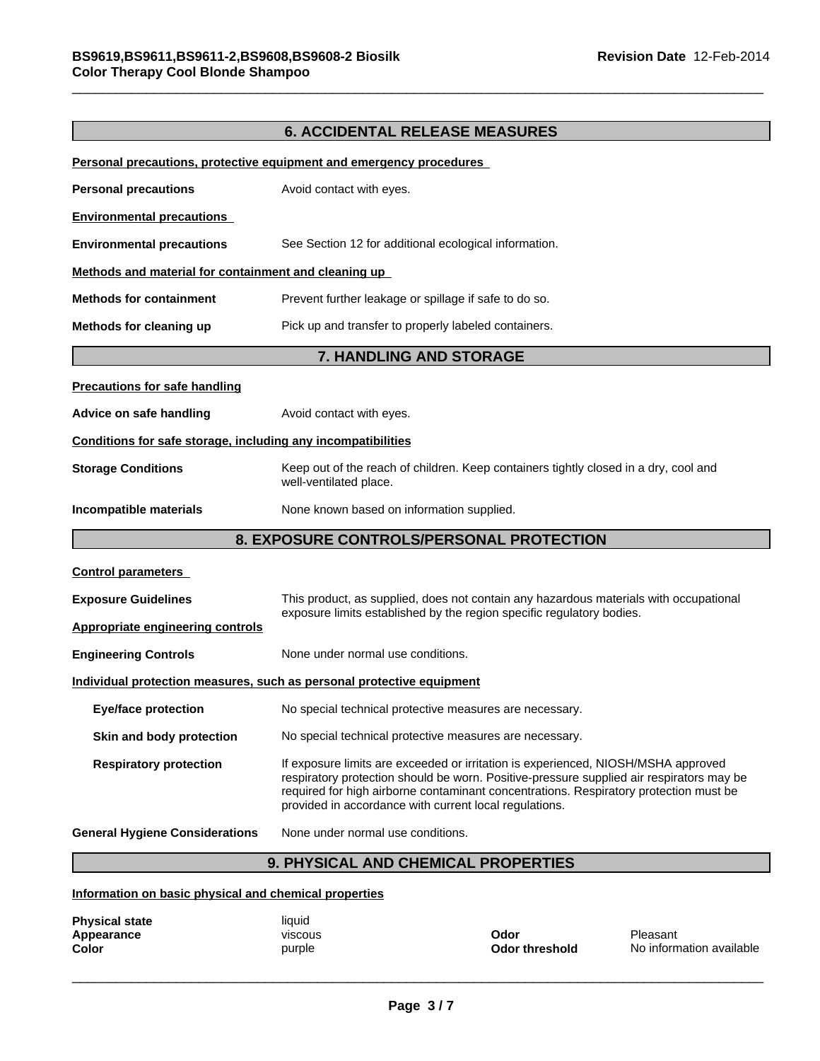## 6. ACCIDENTAL RELEASE MEASURES

**Personal precautions, protective equipment and emergency procedures**

**Personal precautions** Avoid contact with eyes.

**Environmental precautions**

**Environmental precautions** See Section 12 for additional ecological information.

**Methods and material for containment and cleaning up**

**Methods for containment** Prevent further leakage or spillage if safe to do so.

**Methods for cleaning up** Pick up and transfer to properly labeled containers.

## 7. HANDLING AND STORAGE

**Precautions for safe handling**

**Advice on safe handling** Avoid contact with eyes.

**Conditions for safe storage, including any incompatibilities**

**Storage Conditions** Keep out of the reach of children. Keep containers tightly closed in a dry, cool and well-ventilated place.

**Incompatible materials** None known based on information supplied.

## 8. EXPOSURE CONTROLS/PERSONAL PROTECTION

**Control parameters**

**Exposure Guidelines** This product, as supplied, does not contain any hazardous materials with occupational exposure limits established by the region specific regulatory bodies.

**Appropriate engineering controls**

**Engineering Controls** None under normal use conditions.

**Individual protection measures, such as personal protective equipment**

**Eye/face protection** No special technical protective measures are necessary.

**Skin and body protection** No special technical protective measures are necessary.

**Respiratory protection** If exposure limits are exceeded or irritation is experienced, NIOSH/MSHA approved respiratory protection should be worn. Positive-pressure supplied air respirators may be required for high airborne contaminant concentrations. Respiratory protection must be provided in accordance with current local regulations.

**General Hygiene Considerations** None under normal use conditions.

## 9. PHYSICAL AND CHEMICAL PROPERTIES

**Information on basic physical and chemical properties**

| | | | |
|---|---|---|---|
| **Physical state** | liquid | | |
| **Appearance** | viscous | **Odor** | Pleasant |
| **Color** | purple | **Odor threshold** | No information available |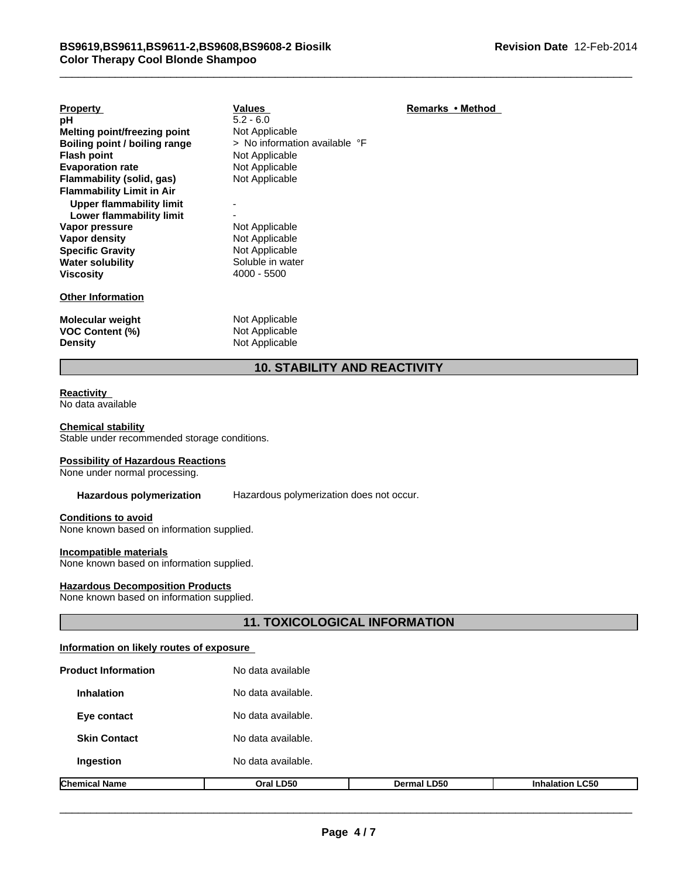| Property | Values | Remarks • Method |
|---|---|---|
| **pH** | 5.2 - 6.0 | |
| **Melting point/freezing point** | Not Applicable | |
| **Boiling point / boiling range** | > No information available °F | |
| **Flash point** | Not Applicable | |
| **Evaporation rate** | Not Applicable | |
| **Flammability (solid, gas)** | Not Applicable | |
| **Flammability Limit in Air** | | |
| **Upper flammability limit** | - | |
| **Lower flammability limit** | - | |
| **Vapor pressure** | Not Applicable | |
| **Vapor density** | Not Applicable | |
| **Specific Gravity** | Not Applicable | |
| **Water solubility** | Soluble in water | |
| **Viscosity** | 4000 - 5500 | |

**Other Information**

| | |
|---|---|
| **Molecular weight** | Not Applicable |
| **VOC Content (%)** | Not Applicable |
| **Density** | Not Applicable |

## 10. STABILITY AND REACTIVITY

**Reactivity**
No data available

**Chemical stability**
Stable under recommended storage conditions.

**Possibility of Hazardous Reactions**
None under normal processing.

**Hazardous polymerization** Hazardous polymerization does not occur.

**Conditions to avoid**
None known based on information supplied.

**Incompatible materials**
None known based on information supplied.

**Hazardous Decomposition Products**
None known based on information supplied.

## 11. TOXICOLOGICAL INFORMATION

**Information on likely routes of exposure**

| | |
|---|---|
| **Product Information** | No data available |
| **Inhalation** | No data available. |
| **Eye contact** | No data available. |
| **Skin Contact** | No data available. |
| **Ingestion** | No data available. |

| Chemical Name | Oral LD50 | Dermal LD50 | Inhalation LC50 |
|---|---|---|---|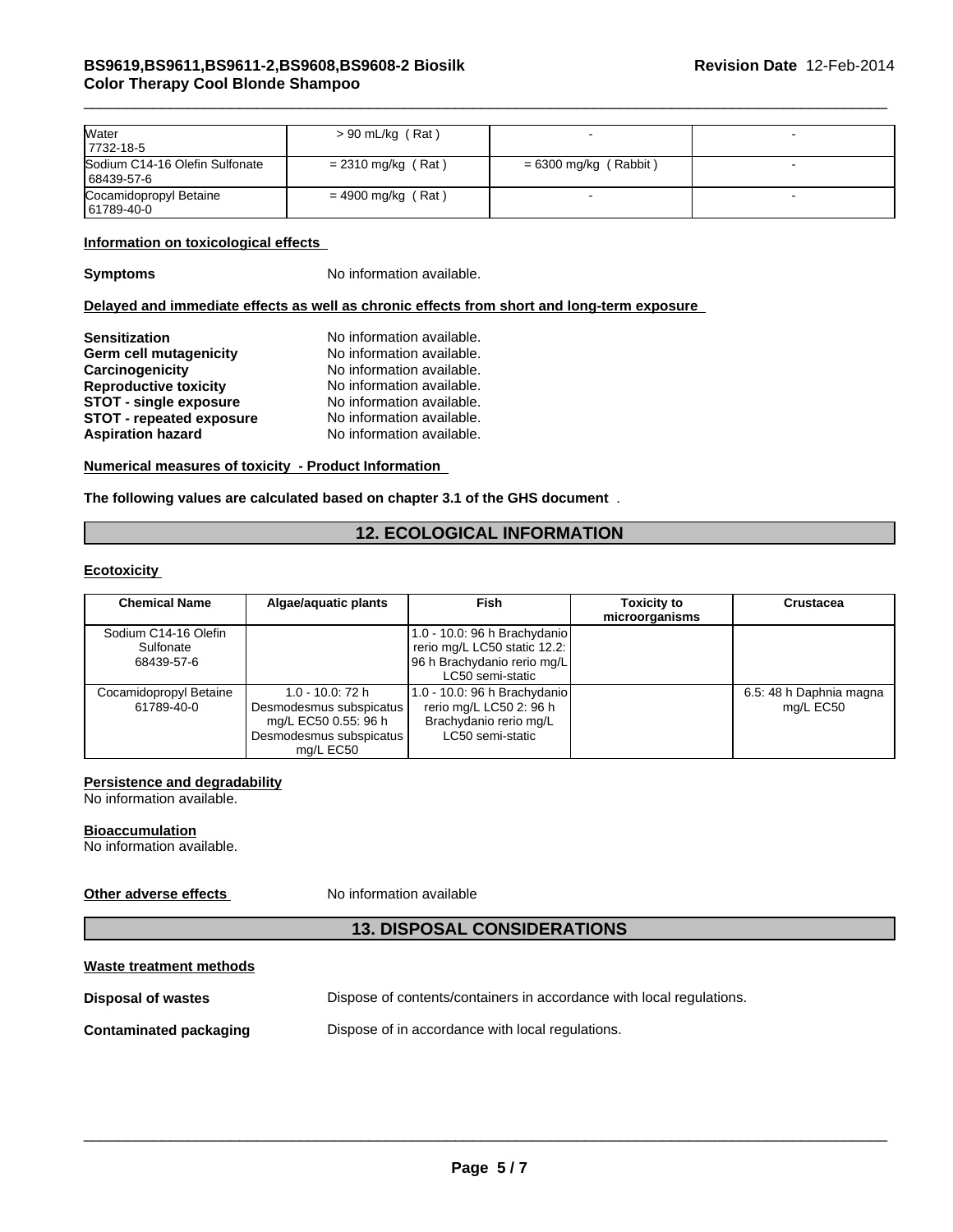| | | | |
|---|---|---|---|
| Water<br>7732-18-5 | > 90 mL/kg ( Rat ) | - | - |
| Sodium C14-16 Olefin Sulfonate<br>68439-57-6 | = 2310 mg/kg ( Rat ) | = 6300 mg/kg ( Rabbit ) | - |
| Cocamidopropyl Betaine<br>61789-40-0 | = 4900 mg/kg ( Rat ) | - | - |

**Information on toxicological effects**

**Symptoms** No information available.

**Delayed and immediate effects as well as chronic effects from short and long-term exposure**

**Sensitization** No information available.
**Germ cell mutagenicity** No information available.
**Carcinogenicity** No information available.
**Reproductive toxicity** No information available.
**STOT - single exposure** No information available.
**STOT - repeated exposure** No information available.
**Aspiration hazard** No information available.

**Numerical measures of toxicity - Product Information**

**The following values are calculated based on chapter 3.1 of the GHS document** .

## 12. ECOLOGICAL INFORMATION

**Ecotoxicity**

| Chemical Name | Algae/aquatic plants | Fish | Toxicity to microorganisms | Crustacea |
|---|---|---|---|---|
| Sodium C14-16 Olefin Sulfonate<br>68439-57-6 | | 1.0 - 10.0: 96 h Brachydanio rerio mg/L LC50 static 12.2: 96 h Brachydanio rerio mg/L LC50 semi-static | | |
| Cocamidopropyl Betaine<br>61789-40-0 | 1.0 - 10.0: 72 h Desmodesmus subspicatus mg/L EC50 0.55: 96 h Desmodesmus subspicatus mg/L EC50 | 1.0 - 10.0: 96 h Brachydanio rerio mg/L LC50 2: 96 h Brachydanio rerio mg/L LC50 semi-static | | 6.5: 48 h Daphnia magna mg/L EC50 |

**Persistence and degradability**
No information available.

**Bioaccumulation**
No information available.

**Other adverse effects** No information available

## 13. DISPOSAL CONSIDERATIONS

**Waste treatment methods**

**Disposal of wastes** Dispose of contents/containers in accordance with local regulations.

**Contaminated packaging** Dispose of in accordance with local regulations.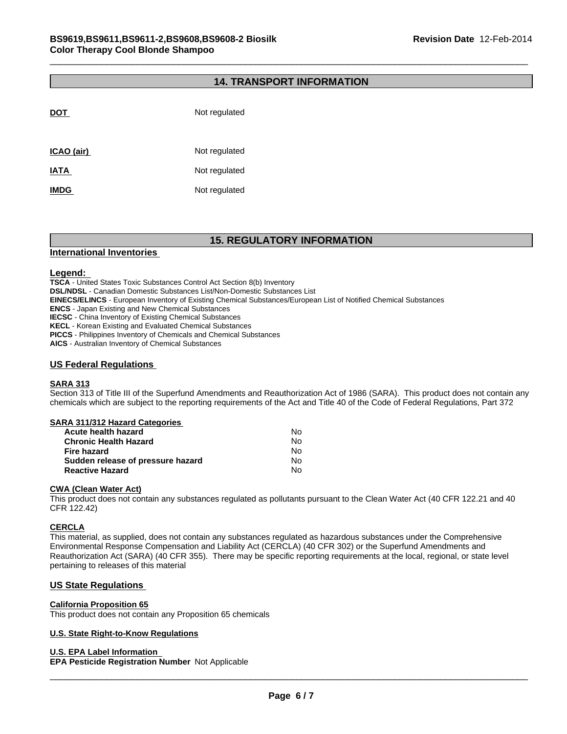## 14. TRANSPORT INFORMATION

| | |
|---|---|
| **DOT** | Not regulated |
| **ICAO (air)** | Not regulated |
| **IATA** | Not regulated |
| **IMDG** | Not regulated |

## 15. REGULATORY INFORMATION

### International Inventories

**Legend:**

**TSCA** - United States Toxic Substances Control Act Section 8(b) Inventory
**DSL/NDSL** - Canadian Domestic Substances List/Non-Domestic Substances List
**EINECS/ELINCS** - European Inventory of Existing Chemical Substances/European List of Notified Chemical Substances
**ENCS** - Japan Existing and New Chemical Substances
**IECSC** - China Inventory of Existing Chemical Substances
**KECL** - Korean Existing and Evaluated Chemical Substances
**PICCS** - Philippines Inventory of Chemicals and Chemical Substances
**AICS** - Australian Inventory of Chemical Substances

### US Federal Regulations

**SARA 313**

Section 313 of Title III of the Superfund Amendments and Reauthorization Act of 1986 (SARA). This product does not contain any chemicals which are subject to the reporting requirements of the Act and Title 40 of the Code of Federal Regulations, Part 372

**SARA 311/312 Hazard Categories**

| | |
|---|---|
| **Acute health hazard** | No |
| **Chronic Health Hazard** | No |
| **Fire hazard** | No |
| **Sudden release of pressure hazard** | No |
| **Reactive Hazard** | No |

**CWA (Clean Water Act)**

This product does not contain any substances regulated as pollutants pursuant to the Clean Water Act (40 CFR 122.21 and 40 CFR 122.42)

**CERCLA**

This material, as supplied, does not contain any substances regulated as hazardous substances under the Comprehensive Environmental Response Compensation and Liability Act (CERCLA) (40 CFR 302) or the Superfund Amendments and Reauthorization Act (SARA) (40 CFR 355). There may be specific reporting requirements at the local, regional, or state level pertaining to releases of this material

### US State Regulations

**California Proposition 65**

This product does not contain any Proposition 65 chemicals

**U.S. State Right-to-Know Regulations**

**U.S. EPA Label Information**

**EPA Pesticide Registration Number** Not Applicable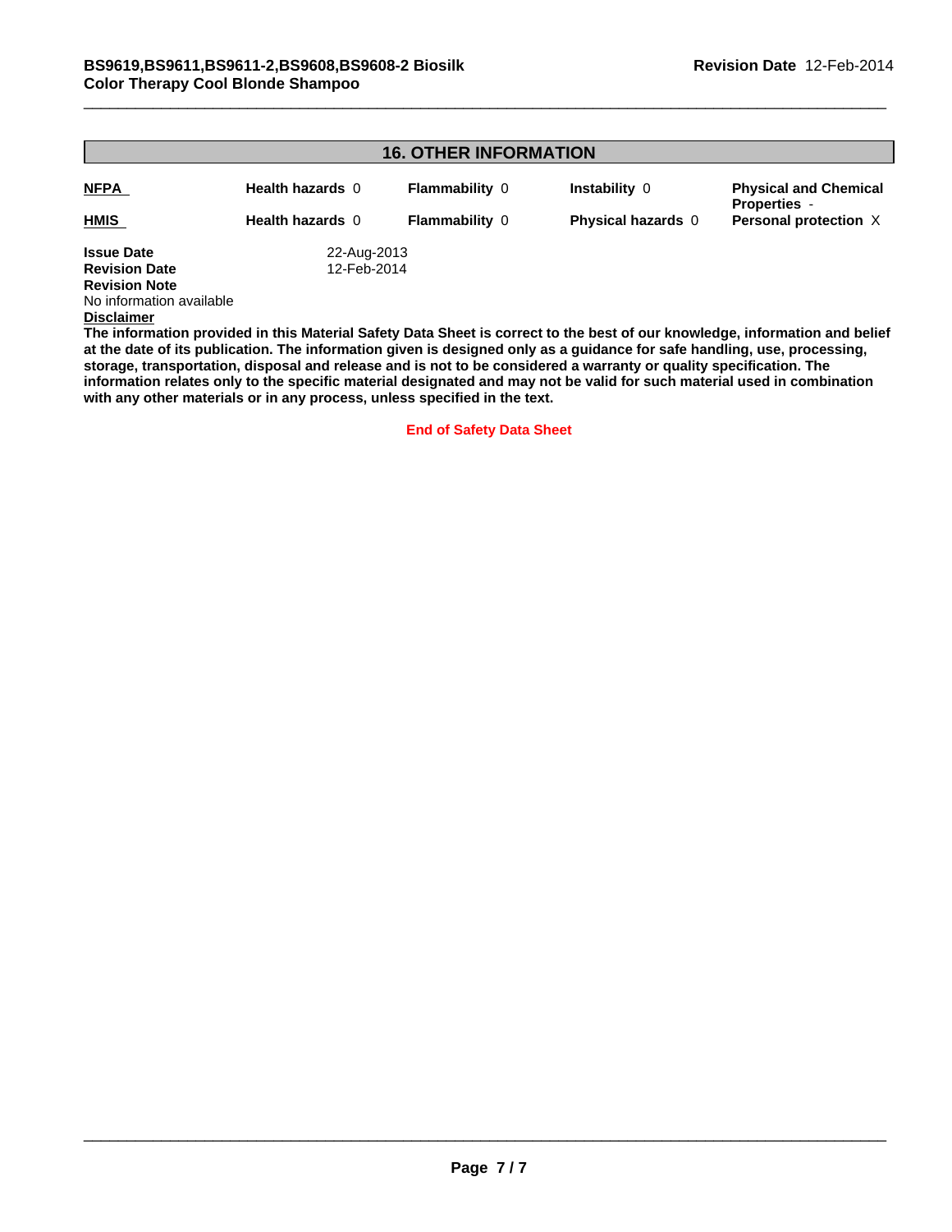## 16. OTHER INFORMATION

| | | | | |
|---|---|---|---|---|
| **NFPA** | **Health hazards** 0 | **Flammability** 0 | **Instability** 0 | **Physical and Chemical Properties** - |
| **HMIS** | **Health hazards** 0 | **Flammability** 0 | **Physical hazards** 0 | **Personal protection** X |

**Issue Date** 22-Aug-2013
**Revision Date** 12-Feb-2014
**Revision Note**
No information available

**Disclaimer**

**The information provided in this Material Safety Data Sheet is correct to the best of our knowledge, information and belief at the date of its publication. The information given is designed only as a guidance for safe handling, use, processing, storage, transportation, disposal and release and is not to be considered a warranty or quality specification. The information relates only to the specific material designated and may not be valid for such material used in combination with any other materials or in any process, unless specified in the text.**

**End of Safety Data Sheet**